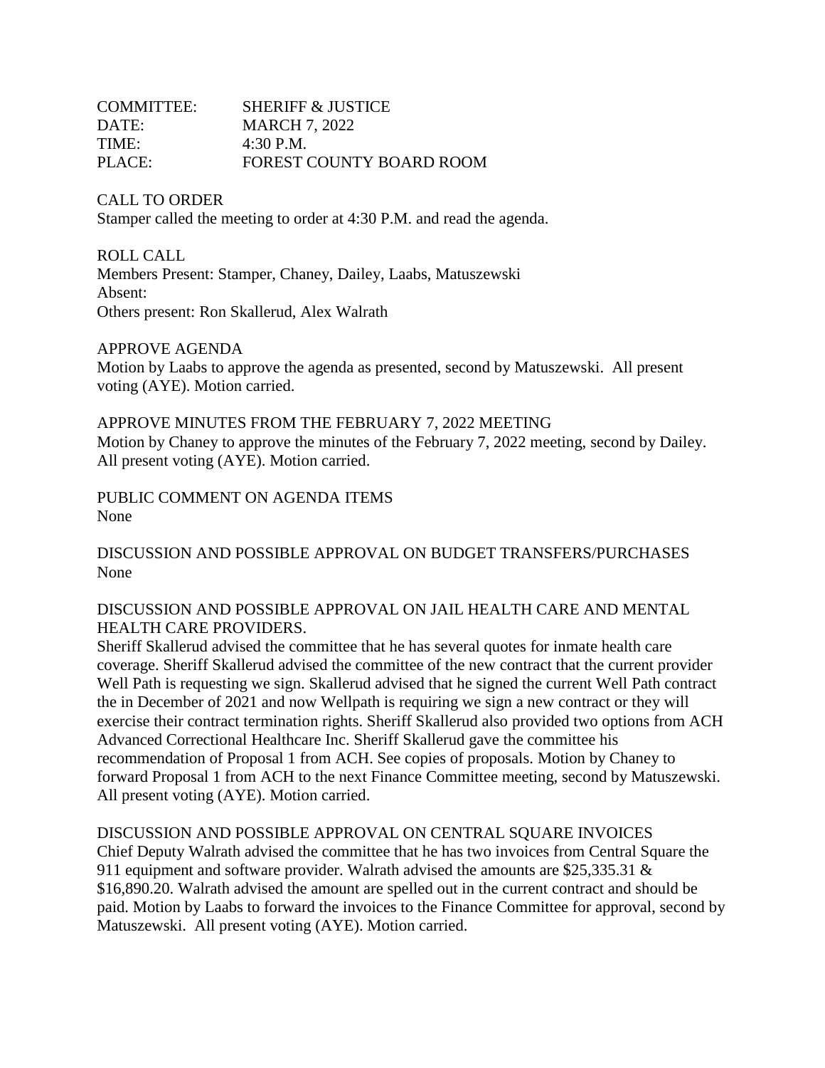COMMITTEE: SHERIFF & JUSTICE
DATE: MARCH 7, 2022
TIME: 4:30 P.M.
PLACE: FOREST COUNTY BOARD ROOM

CALL TO ORDER
Stamper called the meeting to order at 4:30 P.M. and read the agenda.

ROLL CALL
Members Present: Stamper, Chaney, Dailey, Laabs, Matuszewski
Absent:
Others present: Ron Skallerud, Alex Walrath

APPROVE AGENDA
Motion by Laabs to approve the agenda as presented, second by Matuszewski. All present voting (AYE). Motion carried.

APPROVE MINUTES FROM THE FEBRUARY 7, 2022 MEETING
Motion by Chaney to approve the minutes of the February 7, 2022 meeting, second by Dailey. All present voting (AYE). Motion carried.

PUBLIC COMMENT ON AGENDA ITEMS
None

DISCUSSION AND POSSIBLE APPROVAL ON BUDGET TRANSFERS/PURCHASES
None

DISCUSSION AND POSSIBLE APPROVAL ON JAIL HEALTH CARE AND MENTAL HEALTH CARE PROVIDERS.
Sheriff Skallerud advised the committee that he has several quotes for inmate health care coverage. Sheriff Skallerud advised the committee of the new contract that the current provider Well Path is requesting we sign. Skallerud advised that he signed the current Well Path contract the in December of 2021 and now Wellpath is requiring we sign a new contract or they will exercise their contract termination rights. Sheriff Skallerud also provided two options from ACH Advanced Correctional Healthcare Inc. Sheriff Skallerud gave the committee his recommendation of Proposal 1 from ACH. See copies of proposals. Motion by Chaney to forward Proposal 1 from ACH to the next Finance Committee meeting, second by Matuszewski. All present voting (AYE). Motion carried.

DISCUSSION AND POSSIBLE APPROVAL ON CENTRAL SQUARE INVOICES
Chief Deputy Walrath advised the committee that he has two invoices from Central Square the 911 equipment and software provider. Walrath advised the amounts are $25,335.31 & $16,890.20. Walrath advised the amount are spelled out in the current contract and should be paid. Motion by Laabs to forward the invoices to the Finance Committee for approval, second by Matuszewski. All present voting (AYE). Motion carried.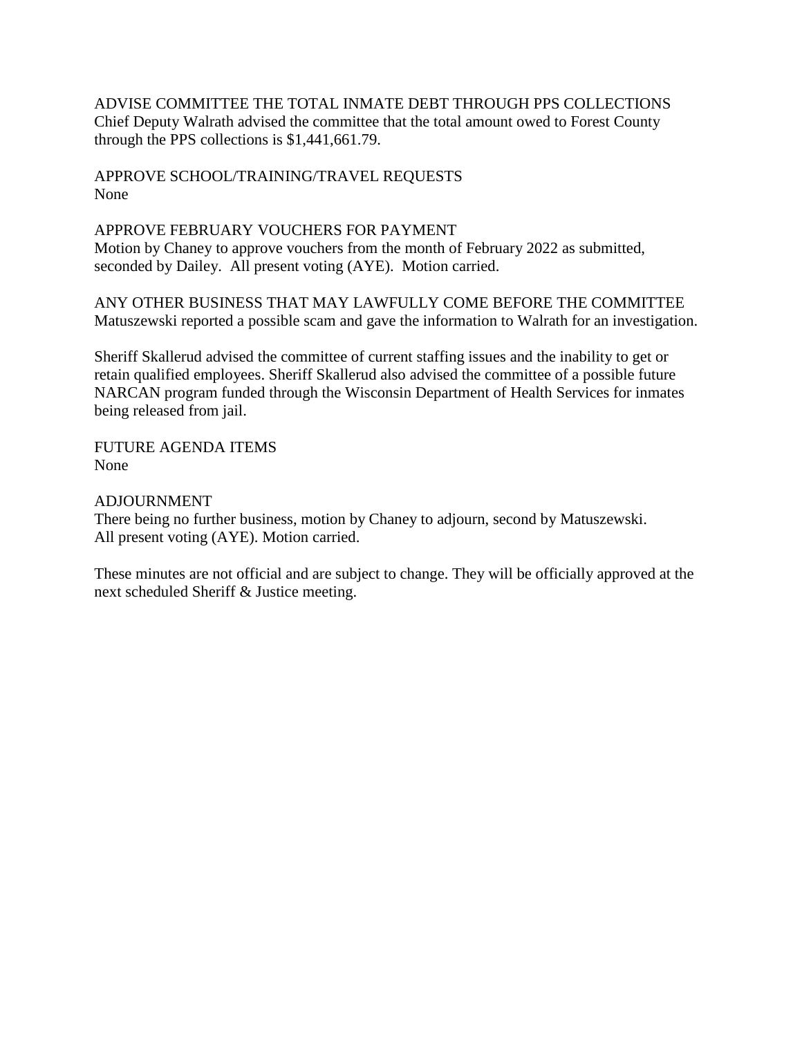## ADVISE COMMITTEE THE TOTAL INMATE DEBT THROUGH PPS COLLECTIONS

Chief Deputy Walrath advised the committee that the total amount owed to Forest County through the PPS collections is $1,441,661.79.

## APPROVE SCHOOL/TRAINING/TRAVEL REQUESTS

None

## APPROVE FEBRUARY VOUCHERS FOR PAYMENT

Motion by Chaney to approve vouchers from the month of February 2022 as submitted, seconded by Dailey. All present voting (AYE). Motion carried.

## ANY OTHER BUSINESS THAT MAY LAWFULLY COME BEFORE THE COMMITTEE

Matuszewski reported a possible scam and gave the information to Walrath for an investigation.

Sheriff Skallerud advised the committee of current staffing issues and the inability to get or retain qualified employees. Sheriff Skallerud also advised the committee of a possible future NARCAN program funded through the Wisconsin Department of Health Services for inmates being released from jail.

## FUTURE AGENDA ITEMS

None

## ADJOURNMENT

There being no further business, motion by Chaney to adjourn, second by Matuszewski. All present voting (AYE). Motion carried.

These minutes are not official and are subject to change. They will be officially approved at the next scheduled Sheriff & Justice meeting.